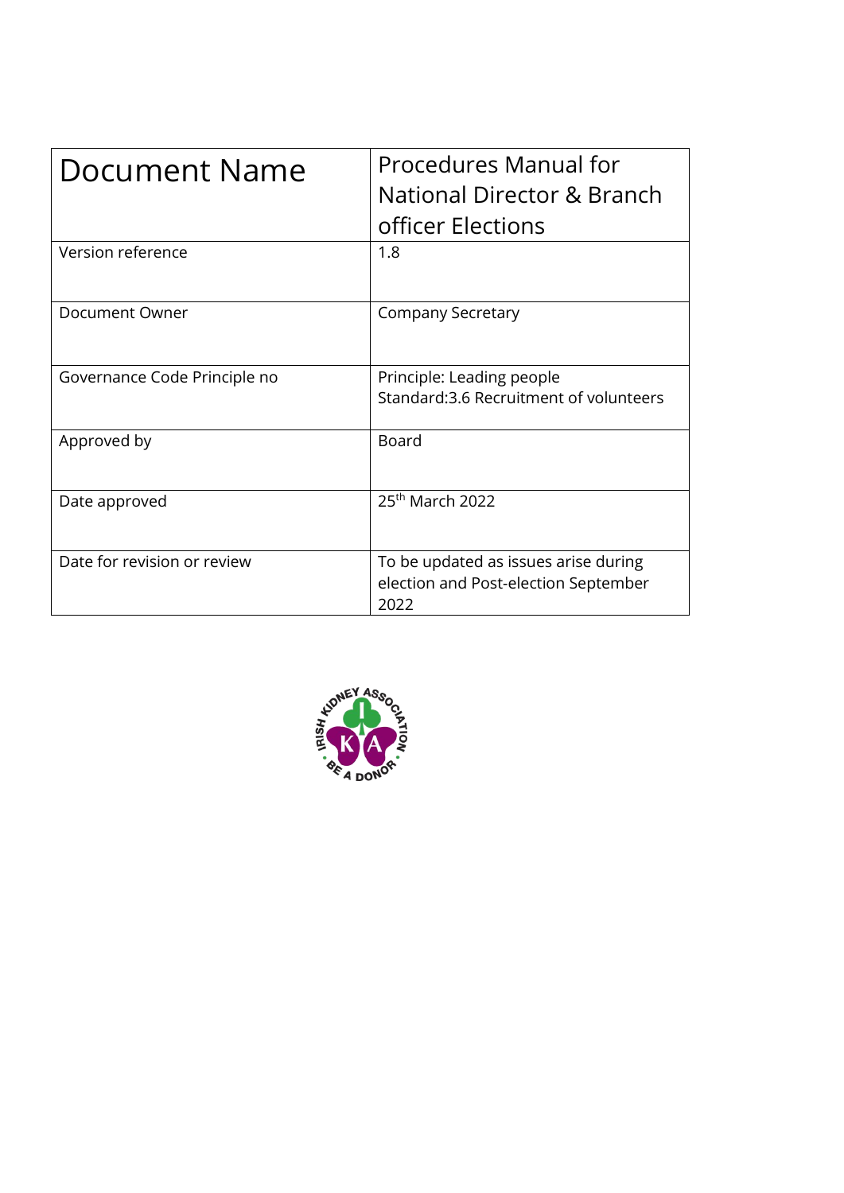| Document Name | Procedures Manual for National Director & Branch officer Elections |
|---|---|
| Version reference | 1.8 |
| Document Owner | Company Secretary |
| Governance Code Principle no | Principle: Leading people<br>Standard:3.6 Recruitment of volunteers |
| Approved by | Board |
| Date approved | 25th March 2022 |
| Date for revision or review | To be updated as issues arise during election and Post-election September 2022 |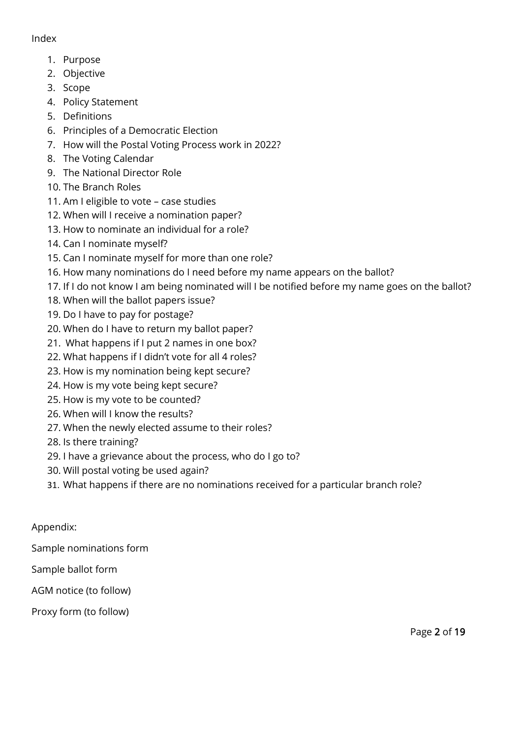Index

1. Purpose
2. Objective
3. Scope
4. Policy Statement
5. Definitions
6. Principles of a Democratic Election
7. How will the Postal Voting Process work in 2022?
8. The Voting Calendar
9. The National Director Role
10. The Branch Roles
11. Am I eligible to vote – case studies
12. When will I receive a nomination paper?
13. How to nominate an individual for a role?
14. Can I nominate myself?
15. Can I nominate myself for more than one role?
16. How many nominations do I need before my name appears on the ballot?
17. If I do not know I am being nominated will I be notified before my name goes on the ballot?
18. When will the ballot papers issue?
19. Do I have to pay for postage?
20. When do I have to return my ballot paper?
21. What happens if I put 2 names in one box?
22. What happens if I didn't vote for all 4 roles?
23. How is my nomination being kept secure?
24. How is my vote being kept secure?
25. How is my vote to be counted?
26. When will I know the results?
27. When the newly elected assume to their roles?
28. Is there training?
29. I have a grievance about the process, who do I go to?
30. Will postal voting be used again?
31. What happens if there are no nominations received for a particular branch role?

Appendix:

Sample nominations form

Sample ballot form

AGM notice (to follow)

Proxy form (to follow)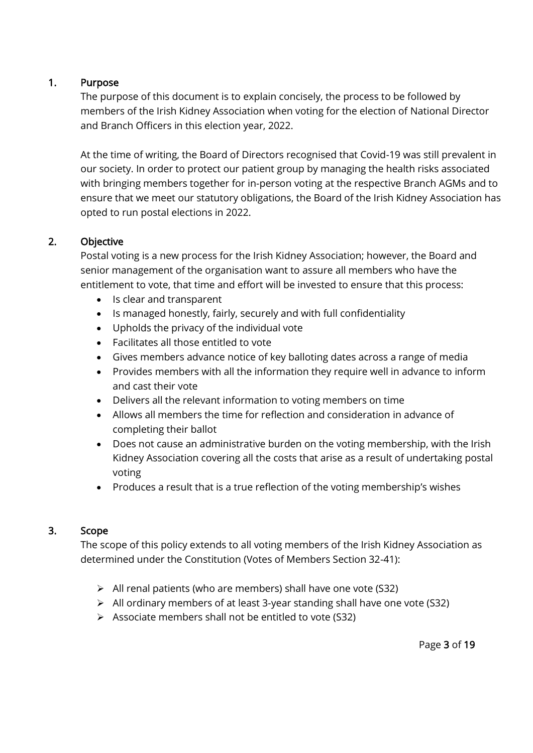## 1. Purpose

The purpose of this document is to explain concisely, the process to be followed by members of the Irish Kidney Association when voting for the election of National Director and Branch Officers in this election year, 2022.

At the time of writing, the Board of Directors recognised that Covid-19 was still prevalent in our society. In order to protect our patient group by managing the health risks associated with bringing members together for in-person voting at the respective Branch AGMs and to ensure that we meet our statutory obligations, the Board of the Irish Kidney Association has opted to run postal elections in 2022.

## 2. Objective

Postal voting is a new process for the Irish Kidney Association; however, the Board and senior management of the organisation want to assure all members who have the entitlement to vote, that time and effort will be invested to ensure that this process:

- Is clear and transparent
- Is managed honestly, fairly, securely and with full confidentiality
- Upholds the privacy of the individual vote
- Facilitates all those entitled to vote
- Gives members advance notice of key balloting dates across a range of media
- Provides members with all the information they require well in advance to inform and cast their vote
- Delivers all the relevant information to voting members on time
- Allows all members the time for reflection and consideration in advance of completing their ballot
- Does not cause an administrative burden on the voting membership, with the Irish Kidney Association covering all the costs that arise as a result of undertaking postal voting
- Produces a result that is a true reflection of the voting membership's wishes

## 3. Scope

The scope of this policy extends to all voting members of the Irish Kidney Association as determined under the Constitution (Votes of Members Section 32-41):

- All renal patients (who are members) shall have one vote (S32)
- All ordinary members of at least 3-year standing shall have one vote (S32)
- Associate members shall not be entitled to vote (S32)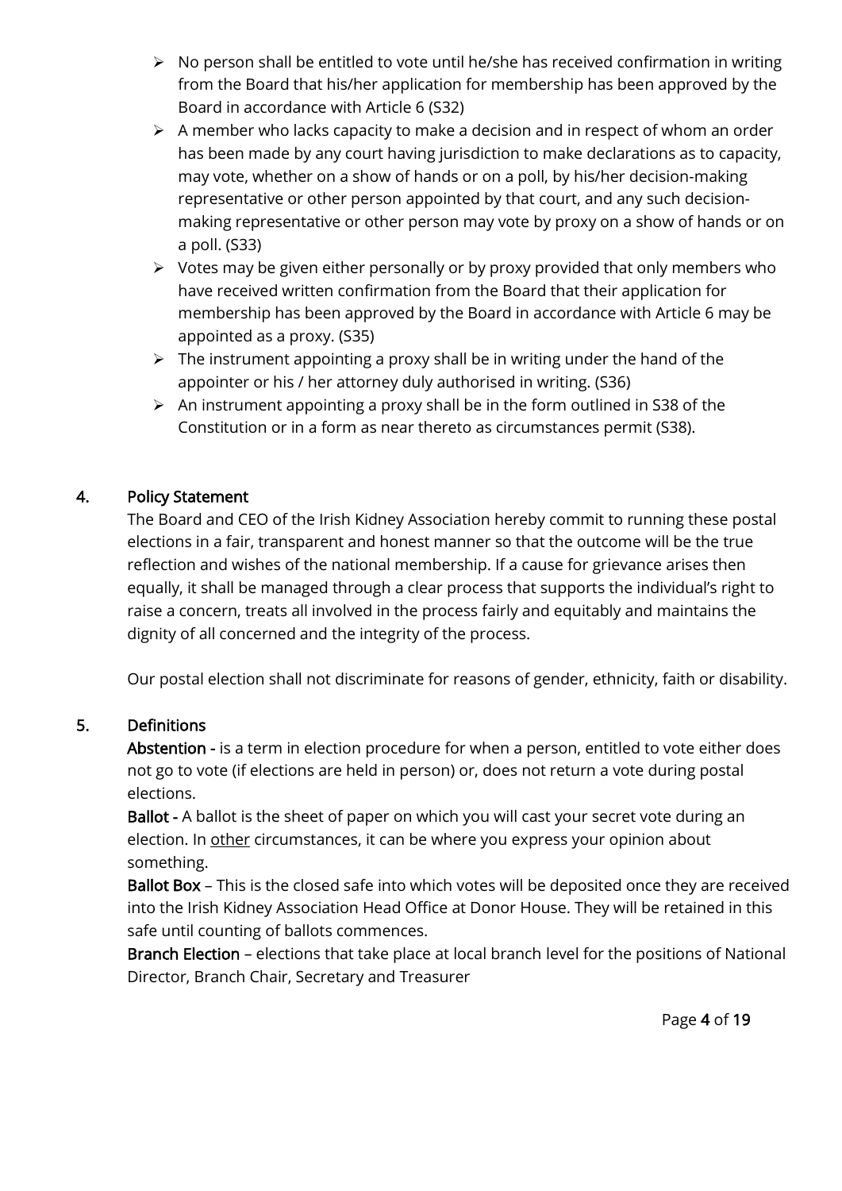- No person shall be entitled to vote until he/she has received confirmation in writing from the Board that his/her application for membership has been approved by the Board in accordance with Article 6 (S32)
- A member who lacks capacity to make a decision and in respect of whom an order has been made by any court having jurisdiction to make declarations as to capacity, may vote, whether on a show of hands or on a poll, by his/her decision-making representative or other person appointed by that court, and any such decision-making representative or other person may vote by proxy on a show of hands or on a poll. (S33)
- Votes may be given either personally or by proxy provided that only members who have received written confirmation from the Board that their application for membership has been approved by the Board in accordance with Article 6 may be appointed as a proxy. (S35)
- The instrument appointing a proxy shall be in writing under the hand of the appointer or his / her attorney duly authorised in writing. (S36)
- An instrument appointing a proxy shall be in the form outlined in S38 of the Constitution or in a form as near thereto as circumstances permit (S38).

## 4. Policy Statement

The Board and CEO of the Irish Kidney Association hereby commit to running these postal elections in a fair, transparent and honest manner so that the outcome will be the true reflection and wishes of the national membership. If a cause for grievance arises then equally, it shall be managed through a clear process that supports the individual's right to raise a concern, treats all involved in the process fairly and equitably and maintains the dignity of all concerned and the integrity of the process.

Our postal election shall not discriminate for reasons of gender, ethnicity, faith or disability.

## 5. Definitions

**Abstention -** is a term in election procedure for when a person, entitled to vote either does not go to vote (if elections are held in person) or, does not return a vote during postal elections.

**Ballot -** A ballot is the sheet of paper on which you will cast your secret vote during an election. In <u>other</u> circumstances, it can be where you express your opinion about something.

**Ballot Box** – This is the closed safe into which votes will be deposited once they are received into the Irish Kidney Association Head Office at Donor House. They will be retained in this safe until counting of ballots commences.

**Branch Election** – elections that take place at local branch level for the positions of National Director, Branch Chair, Secretary and Treasurer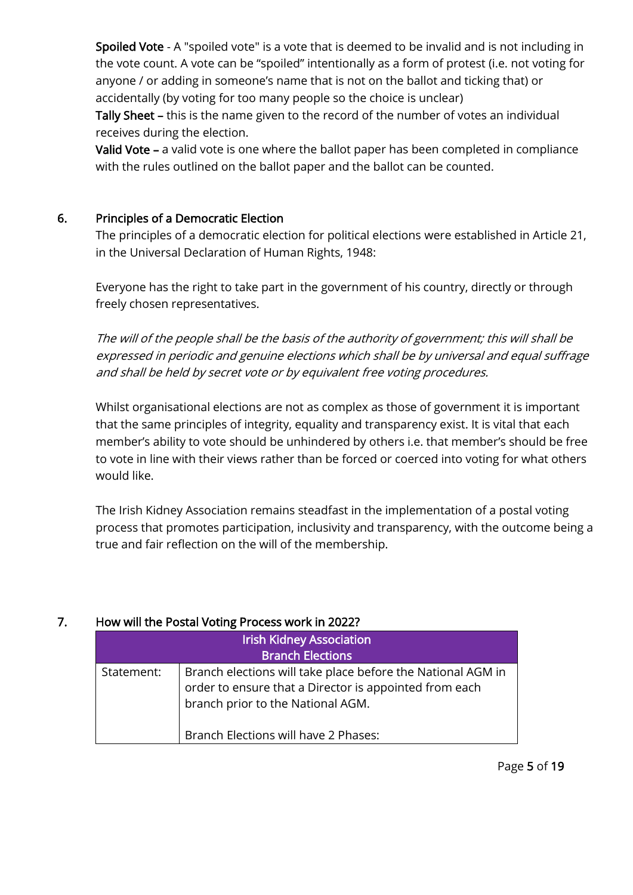**Spoiled Vote** - A "spoiled vote" is a vote that is deemed to be invalid and is not including in the vote count. A vote can be "spoiled" intentionally as a form of protest (i.e. not voting for anyone / or adding in someone's name that is not on the ballot and ticking that) or accidentally (by voting for too many people so the choice is unclear)

**Tally Sheet –** this is the name given to the record of the number of votes an individual receives during the election.

**Valid Vote –** a valid vote is one where the ballot paper has been completed in compliance with the rules outlined on the ballot paper and the ballot can be counted.

## 6. Principles of a Democratic Election

The principles of a democratic election for political elections were established in Article 21, in the Universal Declaration of Human Rights, 1948:

Everyone has the right to take part in the government of his country, directly or through freely chosen representatives.

*The will of the people shall be the basis of the authority of government; this will shall be expressed in periodic and genuine elections which shall be by universal and equal suffrage and shall be held by secret vote or by equivalent free voting procedures.*

Whilst organisational elections are not as complex as those of government it is important that the same principles of integrity, equality and transparency exist. It is vital that each member's ability to vote should be unhindered by others i.e. that member's should be free to vote in line with their views rather than be forced or coerced into voting for what others would like.

The Irish Kidney Association remains steadfast in the implementation of a postal voting process that promotes participation, inclusivity and transparency, with the outcome being a true and fair reflection on the will of the membership.

## 7. How will the Postal Voting Process work in 2022?

| Irish Kidney Association<br>Branch Elections | |
|---|---|
| Statement: | Branch elections will take place before the National AGM in order to ensure that a Director is appointed from each branch prior to the National AGM.<br><br>Branch Elections will have 2 Phases: |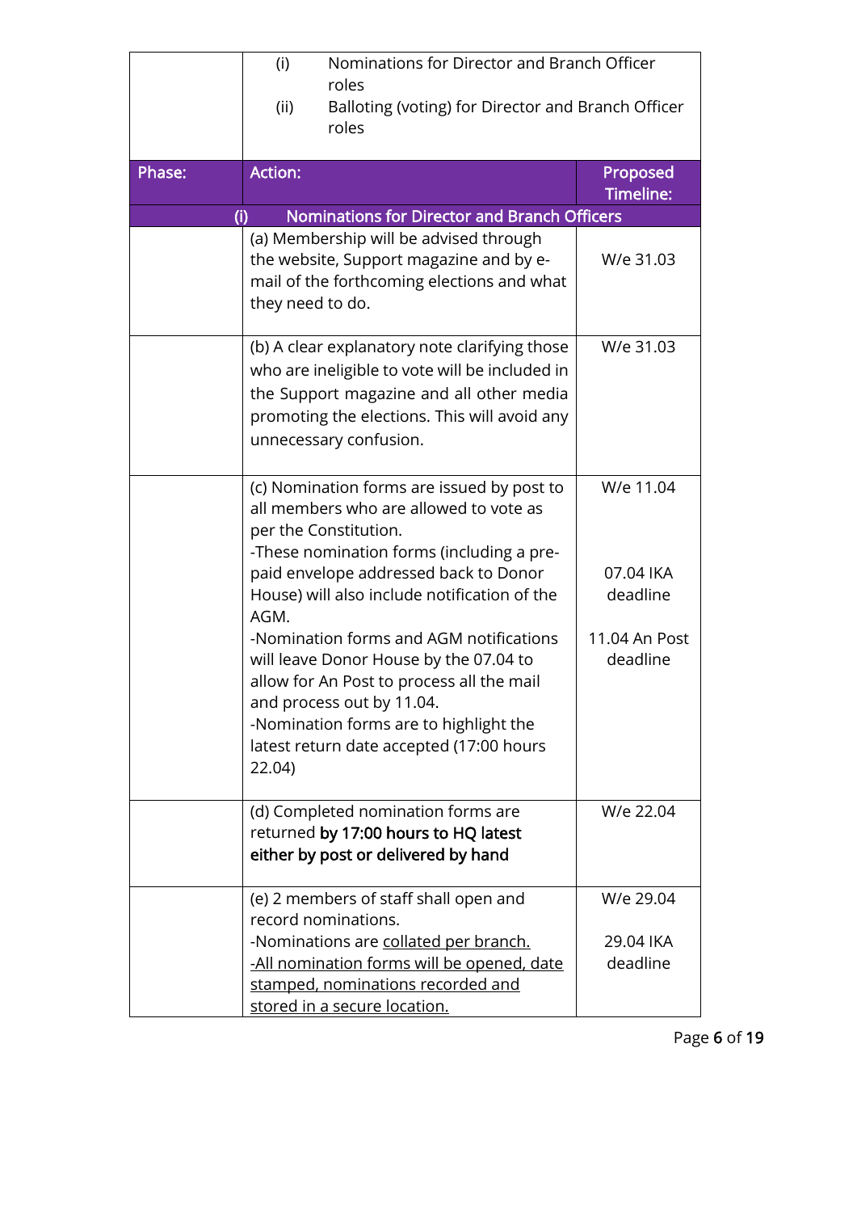| | | |
|---|---|---|
| | (i) Nominations for Director and Branch Officer roles<br>(ii) Balloting (voting) for Director and Branch Officer roles | |
| **Phase:** | **Action:** | **Proposed Timeline:** |
| | **(i) Nominations for Director and Branch Officers** | |
| | (a) Membership will be advised through the website, Support magazine and by e-mail of the forthcoming elections and what they need to do. | W/e 31.03 |
| | (b) A clear explanatory note clarifying those who are ineligible to vote will be included in the Support magazine and all other media promoting the elections. This will avoid any unnecessary confusion. | W/e 31.03 |
| | (c) Nomination forms are issued by post to all members who are allowed to vote as per the Constitution.<br>-These nomination forms (including a pre-paid envelope addressed back to Donor House) will also include notification of the AGM.<br>-Nomination forms and AGM notifications will leave Donor House by the 07.04 to allow for An Post to process all the mail and process out by 11.04.<br>-Nomination forms are to highlight the latest return date accepted (17:00 hours 22.04) | W/e 11.04<br><br>07.04 IKA deadline<br><br>11.04 An Post deadline |
| | (d) Completed nomination forms are returned **by 17:00 hours to HQ latest either by post or delivered by hand** | W/e 22.04 |
| | (e) 2 members of staff shall open and record nominations.<br>-Nominations are <u>collated per branch.</u><br><u>-All nomination forms will be opened, date stamped, nominations recorded and stored in a secure location.</u> | W/e 29.04<br><br>29.04 IKA deadline |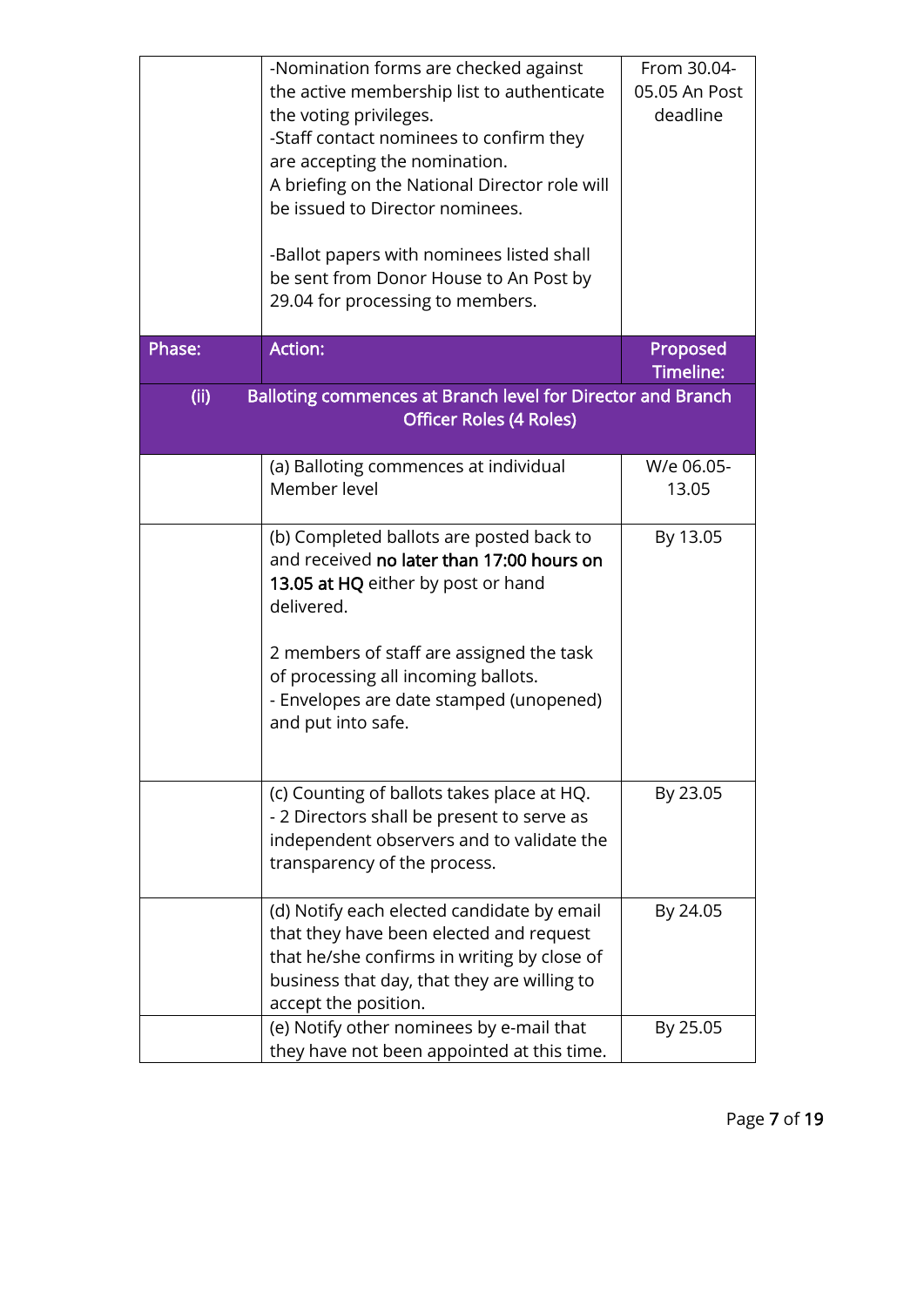| | | |
|---|---|---|
| | -Nomination forms are checked against the active membership list to authenticate the voting privileges.<br>-Staff contact nominees to confirm they are accepting the nomination.<br>A briefing on the National Director role will be issued to Director nominees.<br><br>-Ballot papers with nominees listed shall be sent from Donor House to An Post by 29.04 for processing to members. | From 30.04-05.05 An Post deadline |
| **Phase:** | **Action:** | **Proposed Timeline:** |
| **(ii)** | **Balloting commences at Branch level for Director and Branch Officer Roles (4 Roles)** | |
| | (a) Balloting commences at individual Member level | W/e 06.05-13.05 |
| | (b) Completed ballots are posted back to and received **no later than 17:00 hours on 13.05 at HQ** either by post or hand delivered.<br><br>2 members of staff are assigned the task of processing all incoming ballots.<br>- Envelopes are date stamped (unopened) and put into safe. | By 13.05 |
| | (c) Counting of ballots takes place at HQ.<br>- 2 Directors shall be present to serve as independent observers and to validate the transparency of the process. | By 23.05 |
| | (d) Notify each elected candidate by email that they have been elected and request that he/she confirms in writing by close of business that day, that they are willing to accept the position. | By 24.05 |
| | (e) Notify other nominees by e-mail that they have not been appointed at this time. | By 25.05 |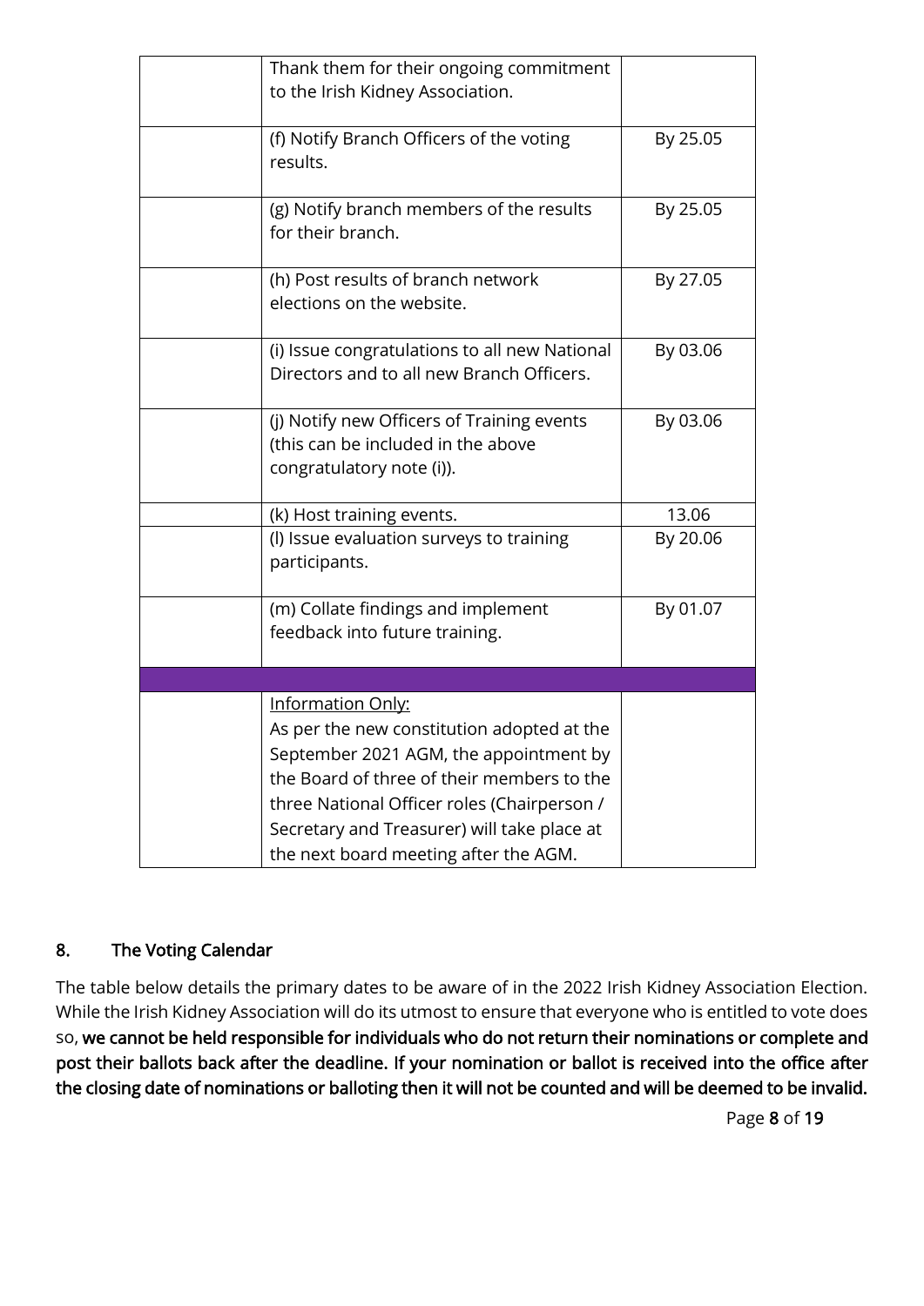| | | |
|---|---|---|
| | Thank them for their ongoing commitment to the Irish Kidney Association. | |
| | (f) Notify Branch Officers of the voting results. | By 25.05 |
| | (g) Notify branch members of the results for their branch. | By 25.05 |
| | (h) Post results of branch network elections on the website. | By 27.05 |
| | (i) Issue congratulations to all new National Directors and to all new Branch Officers. | By 03.06 |
| | (j) Notify new Officers of Training events (this can be included in the above congratulatory note (i)). | By 03.06 |
| | (k) Host training events. | 13.06 |
| | (l) Issue evaluation surveys to training participants. | By 20.06 |
| | (m) Collate findings and implement feedback into future training. | By 01.07 |
| | | |
| | Information Only: As per the new constitution adopted at the September 2021 AGM, the appointment by the Board of three of their members to the three National Officer roles (Chairperson / Secretary and Treasurer) will take place at the next board meeting after the AGM. | |

## 8. The Voting Calendar

The table below details the primary dates to be aware of in the 2022 Irish Kidney Association Election. While the Irish Kidney Association will do its utmost to ensure that everyone who is entitled to vote does so, **we cannot be held responsible for individuals who do not return their nominations or complete and post their ballots back after the deadline. If your nomination or ballot is received into the office after the closing date of nominations or balloting then it will not be counted and will be deemed to be invalid.**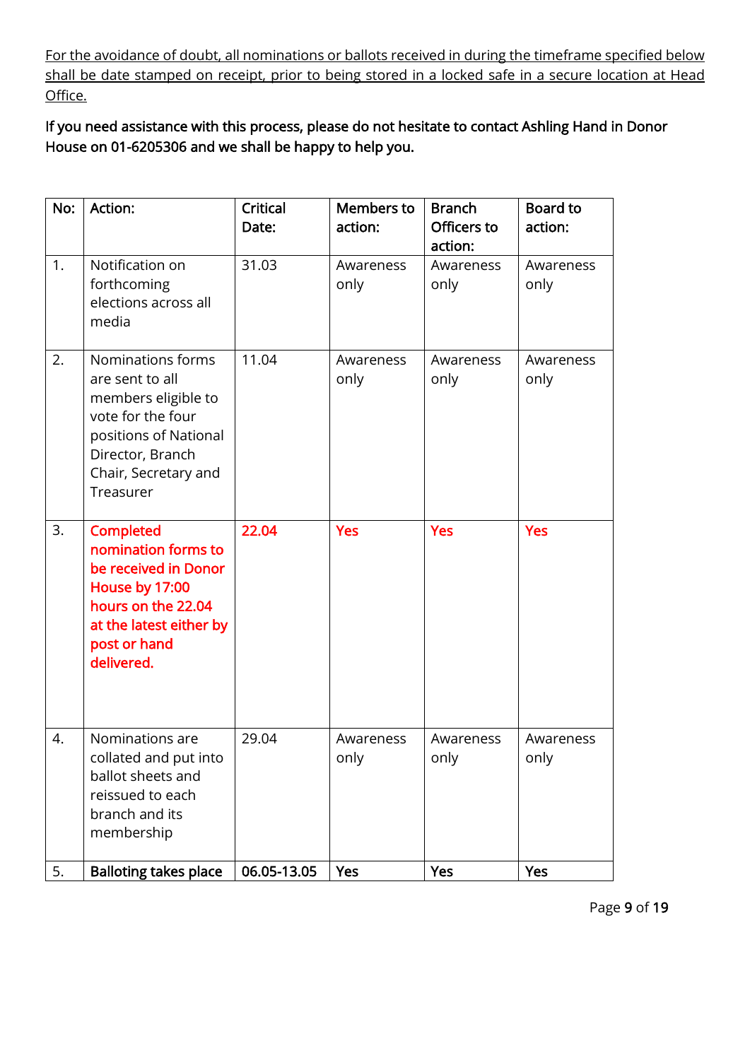<u>For the avoidance of doubt, all nominations or ballots received in during the timeframe specified below shall be date stamped on receipt, prior to being stored in a locked safe in a secure location at Head Office.</u>

**If you need assistance with this process, please do not hesitate to contact Ashling Hand in Donor House on 01-6205306 and we shall be happy to help you.**

| No: | Action: | Critical Date: | Members to action: | Branch Officers to action: | Board to action: |
|---|---|---|---|---|---|
| 1. | Notification on forthcoming elections across all media | 31.03 | Awareness only | Awareness only | Awareness only |
| 2. | Nominations forms are sent to all members eligible to vote for the four positions of National Director, Branch Chair, Secretary and Treasurer | 11.04 | Awareness only | Awareness only | Awareness only |
| 3. | **Completed nomination forms to be received in Donor House by 17:00 hours on the 22.04 at the latest either by post or hand delivered.** | **22.04** | **Yes** | **Yes** | **Yes** |
| 4. | Nominations are collated and put into ballot sheets and reissued to each branch and its membership | 29.04 | Awareness only | Awareness only | Awareness only |
| 5. | **Balloting takes place** | **06.05-13.05** | **Yes** | **Yes** | **Yes** |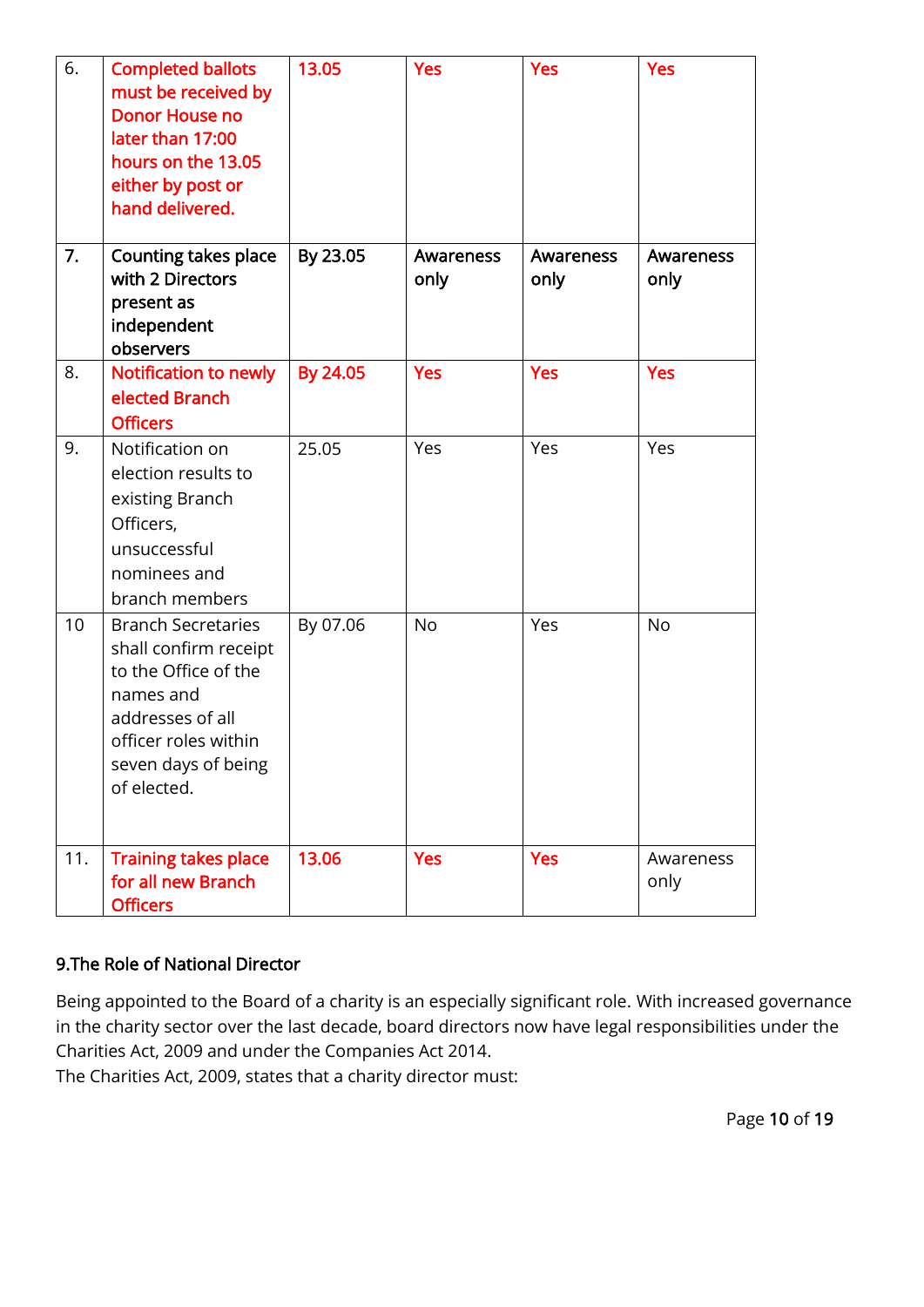| | | | | | |
|---|---|---|---|---|---|
| 6. | Completed ballots must be received by Donor House no later than 17:00 hours on the 13.05 either by post or hand delivered. | 13.05 | Yes | Yes | Yes |
| 7. | Counting takes place with 2 Directors present as independent observers | By 23.05 | Awareness only | Awareness only | Awareness only |
| 8. | Notification to newly elected Branch Officers | By 24.05 | Yes | Yes | Yes |
| 9. | Notification on election results to existing Branch Officers, unsuccessful nominees and branch members | 25.05 | Yes | Yes | Yes |
| 10 | Branch Secretaries shall confirm receipt to the Office of the names and addresses of all officer roles within seven days of being of elected. | By 07.06 | No | Yes | No |
| 11. | Training takes place for all new Branch Officers | 13.06 | Yes | Yes | Awareness only |

## 9.The Role of National Director

Being appointed to the Board of a charity is an especially significant role. With increased governance in the charity sector over the last decade, board directors now have legal responsibilities under the Charities Act, 2009 and under the Companies Act 2014.

The Charities Act, 2009, states that a charity director must: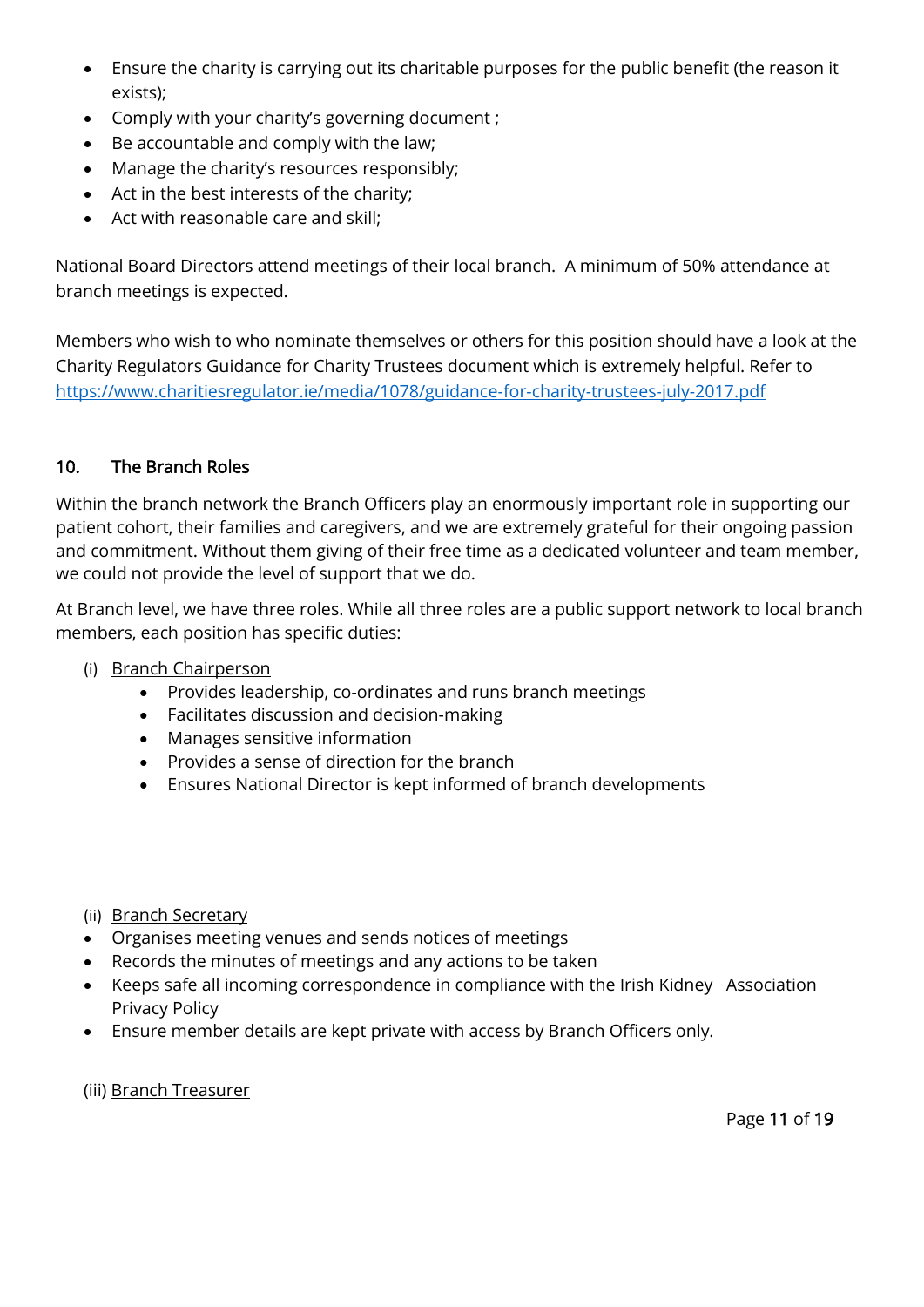- Ensure the charity is carrying out its charitable purposes for the public benefit (the reason it exists);
- Comply with your charity's governing document ;
- Be accountable and comply with the law;
- Manage the charity's resources responsibly;
- Act in the best interests of the charity;
- Act with reasonable care and skill;

National Board Directors attend meetings of their local branch. A minimum of 50% attendance at branch meetings is expected.

Members who wish to who nominate themselves or others for this position should have a look at the Charity Regulators Guidance for Charity Trustees document which is extremely helpful. Refer to https://www.charitiesregulator.ie/media/1078/guidance-for-charity-trustees-july-2017.pdf

## 10. The Branch Roles

Within the branch network the Branch Officers play an enormously important role in supporting our patient cohort, their families and caregivers, and we are extremely grateful for their ongoing passion and commitment. Without them giving of their free time as a dedicated volunteer and team member, we could not provide the level of support that we do.

At Branch level, we have three roles. While all three roles are a public support network to local branch members, each position has specific duties:

(i) Branch Chairperson

- Provides leadership, co-ordinates and runs branch meetings
- Facilitates discussion and decision-making
- Manages sensitive information
- Provides a sense of direction for the branch
- Ensures National Director is kept informed of branch developments

(ii) Branch Secretary

- Organises meeting venues and sends notices of meetings
- Records the minutes of meetings and any actions to be taken
- Keeps safe all incoming correspondence in compliance with the Irish Kidney Association Privacy Policy
- Ensure member details are kept private with access by Branch Officers only.

(iii) Branch Treasurer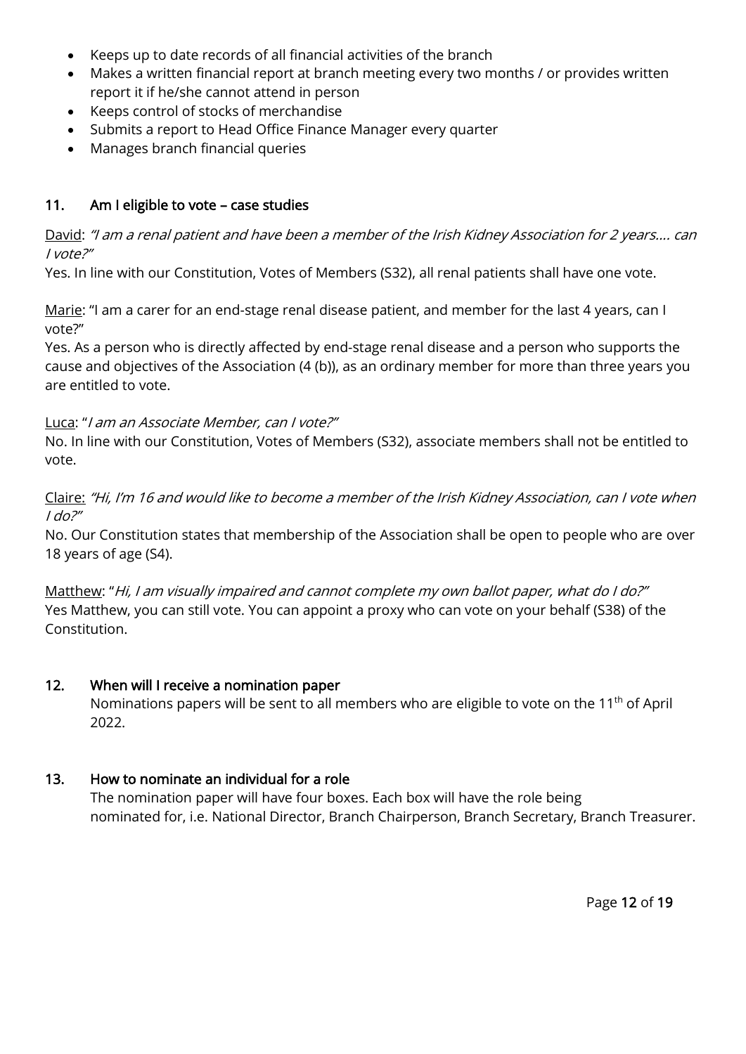- Keeps up to date records of all financial activities of the branch
- Makes a written financial report at branch meeting every two months / or provides written report it if he/she cannot attend in person
- Keeps control of stocks of merchandise
- Submits a report to Head Office Finance Manager every quarter
- Manages branch financial queries

## 11. Am I eligible to vote – case studies

<u>David</u>: *"I am a renal patient and have been a member of the Irish Kidney Association for 2 years…. can I vote?"*

Yes. In line with our Constitution, Votes of Members (S32), all renal patients shall have one vote.

<u>Marie</u>: "I am a carer for an end-stage renal disease patient, and member for the last 4 years, can I vote?"

Yes. As a person who is directly affected by end-stage renal disease and a person who supports the cause and objectives of the Association (4 (b)), as an ordinary member for more than three years you are entitled to vote.

<u>Luca</u>: "*I am an Associate Member, can I vote?"*

No. In line with our Constitution, Votes of Members (S32), associate members shall not be entitled to vote.

<u>Claire:</u> *"Hi, I'm 16 and would like to become a member of the Irish Kidney Association, can I vote when I do?"*

No. Our Constitution states that membership of the Association shall be open to people who are over 18 years of age (S4).

<u>Matthew</u>: "*Hi, I am visually impaired and cannot complete my own ballot paper, what do I do?"*

Yes Matthew, you can still vote. You can appoint a proxy who can vote on your behalf (S38) of the Constitution.

## 12. When will I receive a nomination paper

Nominations papers will be sent to all members who are eligible to vote on the 11th of April 2022.

## 13. How to nominate an individual for a role

The nomination paper will have four boxes. Each box will have the role being nominated for, i.e. National Director, Branch Chairperson, Branch Secretary, Branch Treasurer.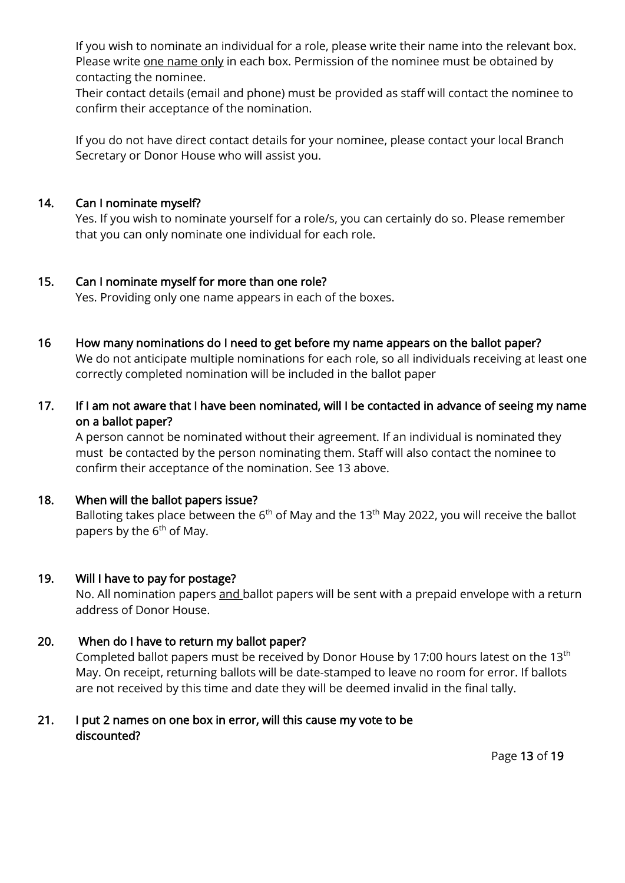If you wish to nominate an individual for a role, please write their name into the relevant box. Please write <u>one name only</u> in each box. Permission of the nominee must be obtained by contacting the nominee.

Their contact details (email and phone) must be provided as staff will contact the nominee to confirm their acceptance of the nomination.

If you do not have direct contact details for your nominee, please contact your local Branch Secretary or Donor House who will assist you.

**14. Can I nominate myself?**

Yes. If you wish to nominate yourself for a role/s, you can certainly do so. Please remember that you can only nominate one individual for each role.

**15. Can I nominate myself for more than one role?**

Yes. Providing only one name appears in each of the boxes.

**16 How many nominations do I need to get before my name appears on the ballot paper?**

We do not anticipate multiple nominations for each role, so all individuals receiving at least one correctly completed nomination will be included in the ballot paper

**17. If I am not aware that I have been nominated, will I be contacted in advance of seeing my name on a ballot paper?**

A person cannot be nominated without their agreement. If an individual is nominated they must be contacted by the person nominating them. Staff will also contact the nominee to confirm their acceptance of the nomination. See 13 above.

**18. When will the ballot papers issue?**

Balloting takes place between the 6th of May and the 13th May 2022, you will receive the ballot papers by the 6th of May.

**19. Will I have to pay for postage?**

No. All nomination papers <u>and</u> ballot papers will be sent with a prepaid envelope with a return address of Donor House.

**20. When do I have to return my ballot paper?**

Completed ballot papers must be received by Donor House by 17:00 hours latest on the 13th May. On receipt, returning ballots will be date-stamped to leave no room for error. If ballots are not received by this time and date they will be deemed invalid in the final tally.

**21. I put 2 names on one box in error, will this cause my vote to be discounted?**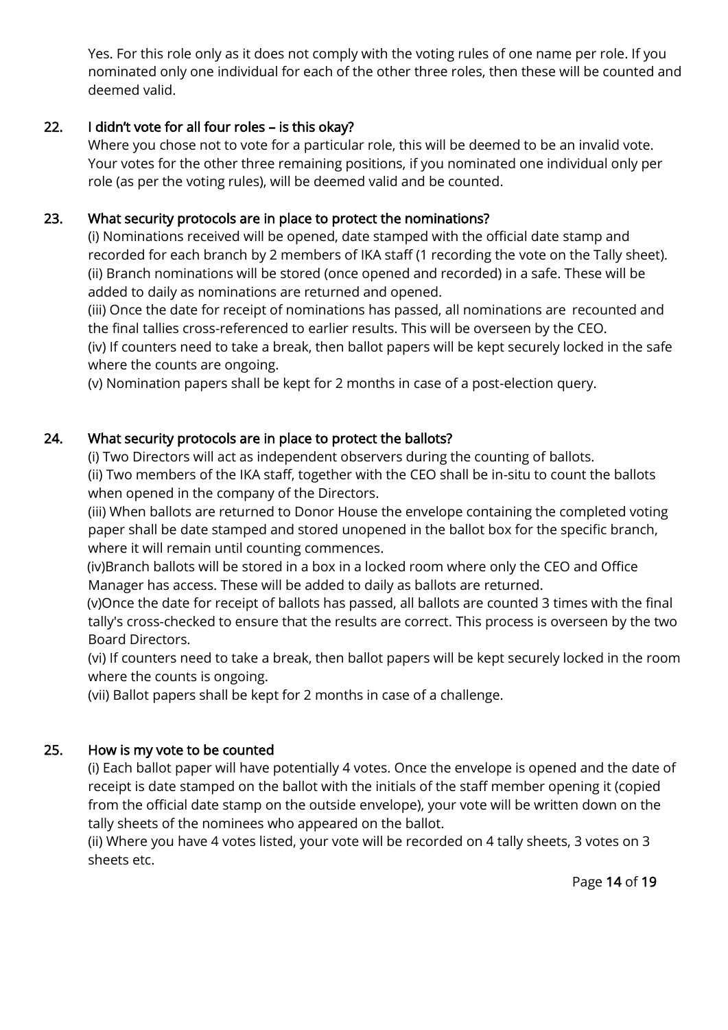Yes. For this role only as it does not comply with the voting rules of one name per role. If you nominated only one individual for each of the other three roles, then these will be counted and deemed valid.

### 22. I didn't vote for all four roles – is this okay?

Where you chose not to vote for a particular role, this will be deemed to be an invalid vote. Your votes for the other three remaining positions, if you nominated one individual only per role (as per the voting rules), will be deemed valid and be counted.

### 23. What security protocols are in place to protect the nominations?

(i) Nominations received will be opened, date stamped with the official date stamp and recorded for each branch by 2 members of IKA staff (1 recording the vote on the Tally sheet).
(ii) Branch nominations will be stored (once opened and recorded) in a safe. These will be added to daily as nominations are returned and opened.
(iii) Once the date for receipt of nominations has passed, all nominations are recounted and the final tallies cross-referenced to earlier results. This will be overseen by the CEO.
(iv) If counters need to take a break, then ballot papers will be kept securely locked in the safe where the counts are ongoing.
(v) Nomination papers shall be kept for 2 months in case of a post-election query.

### 24. What security protocols are in place to protect the ballots?

(i) Two Directors will act as independent observers during the counting of ballots.
(ii) Two members of the IKA staff, together with the CEO shall be in-situ to count the ballots when opened in the company of the Directors.
(iii) When ballots are returned to Donor House the envelope containing the completed voting paper shall be date stamped and stored unopened in the ballot box for the specific branch, where it will remain until counting commences.
(iv)Branch ballots will be stored in a box in a locked room where only the CEO and Office Manager has access. These will be added to daily as ballots are returned.
(v)Once the date for receipt of ballots has passed, all ballots are counted 3 times with the final tally's cross-checked to ensure that the results are correct. This process is overseen by the two Board Directors.
(vi) If counters need to take a break, then ballot papers will be kept securely locked in the room where the counts is ongoing.
(vii) Ballot papers shall be kept for 2 months in case of a challenge.

### 25. How is my vote to be counted

(i) Each ballot paper will have potentially 4 votes. Once the envelope is opened and the date of receipt is date stamped on the ballot with the initials of the staff member opening it (copied from the official date stamp on the outside envelope), your vote will be written down on the tally sheets of the nominees who appeared on the ballot.
(ii) Where you have 4 votes listed, your vote will be recorded on 4 tally sheets, 3 votes on 3 sheets etc.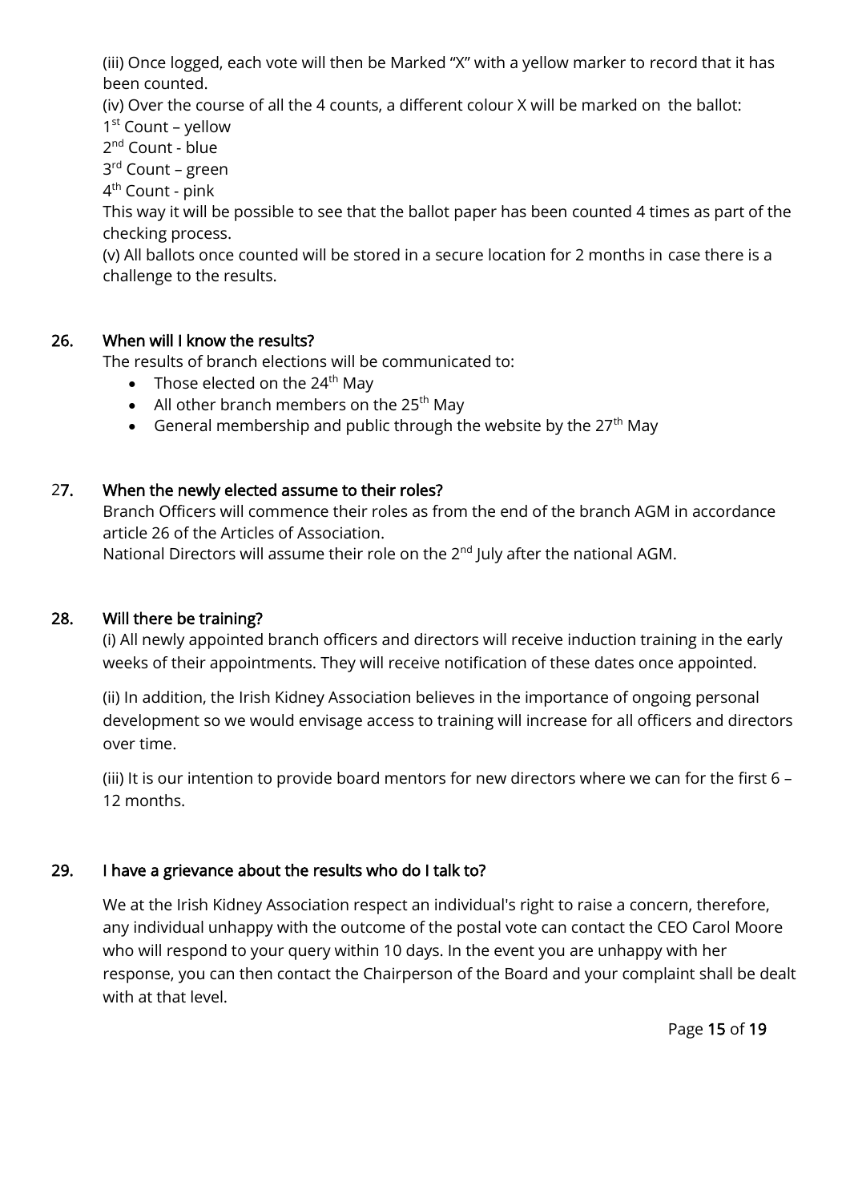(iii) Once logged, each vote will then be Marked "X" with a yellow marker to record that it has been counted.

(iv) Over the course of all the 4 counts, a different colour X will be marked on the ballot:

1st Count – yellow
2nd Count - blue
3rd Count – green
4th Count - pink

This way it will be possible to see that the ballot paper has been counted 4 times as part of the checking process.

(v) All ballots once counted will be stored in a secure location for 2 months in case there is a challenge to the results.

## 26. When will I know the results?

The results of branch elections will be communicated to:

- Those elected on the 24th May
- All other branch members on the 25th May
- General membership and public through the website by the 27th May

## 27. When the newly elected assume to their roles?

Branch Officers will commence their roles as from the end of the branch AGM in accordance article 26 of the Articles of Association.

National Directors will assume their role on the 2nd July after the national AGM.

## 28. Will there be training?

(i) All newly appointed branch officers and directors will receive induction training in the early weeks of their appointments. They will receive notification of these dates once appointed.

(ii) In addition, the Irish Kidney Association believes in the importance of ongoing personal development so we would envisage access to training will increase for all officers and directors over time.

(iii) It is our intention to provide board mentors for new directors where we can for the first 6 – 12 months.

## 29. I have a grievance about the results who do I talk to?

We at the Irish Kidney Association respect an individual's right to raise a concern, therefore, any individual unhappy with the outcome of the postal vote can contact the CEO Carol Moore who will respond to your query within 10 days. In the event you are unhappy with her response, you can then contact the Chairperson of the Board and your complaint shall be dealt with at that level.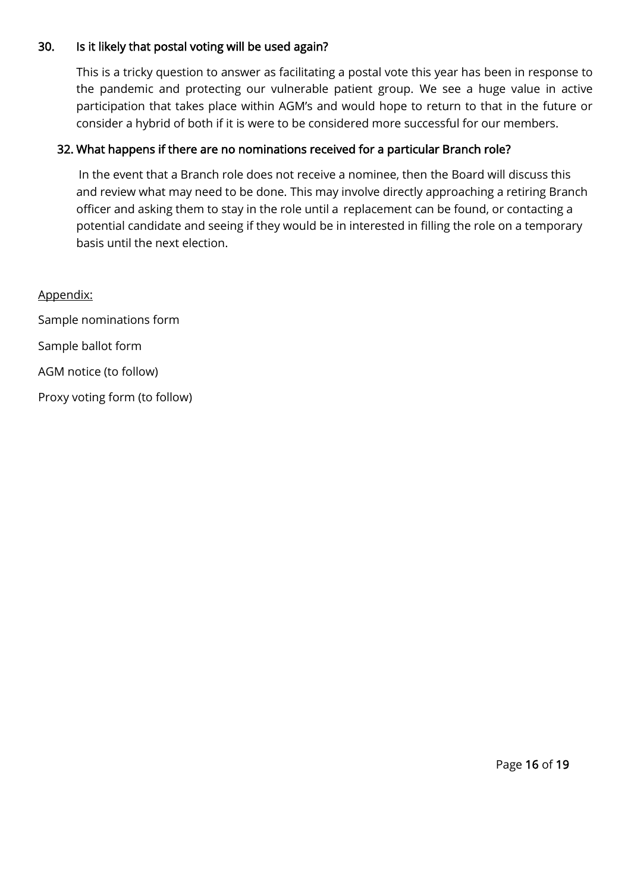### 30. Is it likely that postal voting will be used again?

This is a tricky question to answer as facilitating a postal vote this year has been in response to the pandemic and protecting our vulnerable patient group. We see a huge value in active participation that takes place within AGM's and would hope to return to that in the future or consider a hybrid of both if it is were to be considered more successful for our members.

### 32. What happens if there are no nominations received for a particular Branch role?

In the event that a Branch role does not receive a nominee, then the Board will discuss this and review what may need to be done. This may involve directly approaching a retiring Branch officer and asking them to stay in the role until a replacement can be found, or contacting a potential candidate and seeing if they would be in interested in filling the role on a temporary basis until the next election.

Appendix:

Sample nominations form

Sample ballot form

AGM notice (to follow)

Proxy voting form (to follow)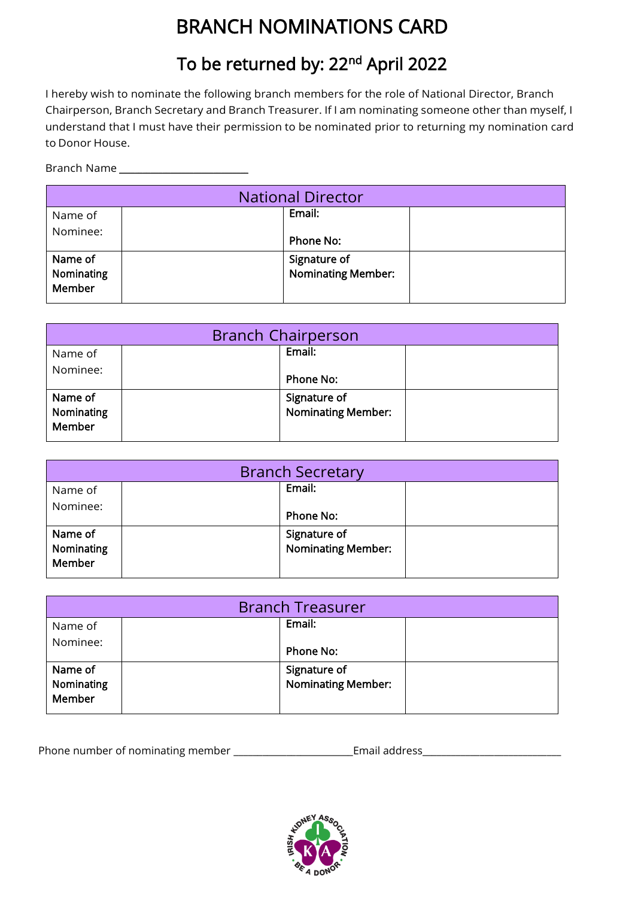# BRANCH NOMINATIONS CARD

## To be returned by: 22nd April 2022

I hereby wish to nominate the following branch members for the role of National Director, Branch Chairperson, Branch Secretary and Branch Treasurer. If I am nominating someone other than myself, I understand that I must have their permission to be nominated prior to returning my nomination card to Donor House.

Branch Name ________________________

| National Director | | | |
|---|---|---|---|
| Name of Nominee: | | **Email:** **Phone No:** | |
| **Name of Nominating Member** | | **Signature of Nominating Member:** | |

| Branch Chairperson | | | |
|---|---|---|---|
| Name of Nominee: | | **Email:** **Phone No:** | |
| **Name of Nominating Member** | | **Signature of Nominating Member:** | |

| Branch Secretary | | | |
|---|---|---|---|
| Name of Nominee: | | **Email:** **Phone No:** | |
| **Name of Nominating Member** | | **Signature of Nominating Member:** | |

| Branch Treasurer | | | |
|---|---|---|---|
| Name of Nominee: | | **Email:** **Phone No:** | |
| **Name of Nominating Member** | | **Signature of Nominating Member:** | |

Phone number of nominating member _______________________ Email address___________________________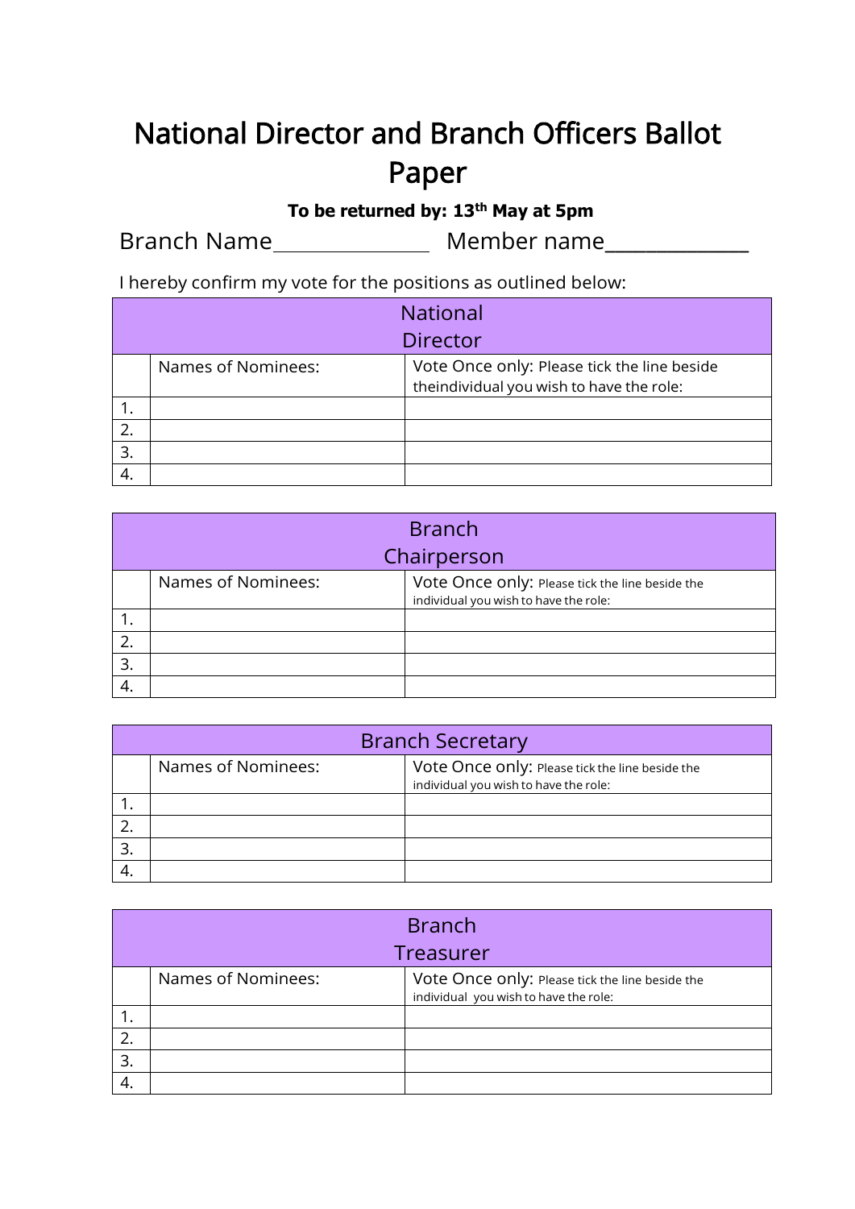# National Director and Branch Officers Ballot Paper

**To be returned by: 13th May at 5pm**

Branch Name_______________ Member name_____________

I hereby confirm my vote for the positions as outlined below:

| National Director | | |
|---|---|---|
| | Names of Nominees: | Vote Once only: Please tick the line beside theindividual you wish to have the role: |
| 1. | | |
| 2. | | |
| 3. | | |
| 4. | | |

| Branch Chairperson | | |
|---|---|---|
| | Names of Nominees: | Vote Once only: Please tick the line beside the individual you wish to have the role: |
| 1. | | |
| 2. | | |
| 3. | | |
| 4. | | |

| Branch Secretary | | |
|---|---|---|
| | Names of Nominees: | Vote Once only: Please tick the line beside the individual you wish to have the role: |
| 1. | | |
| 2. | | |
| 3. | | |
| 4. | | |

| Branch Treasurer | | |
|---|---|---|
| | Names of Nominees: | Vote Once only: Please tick the line beside the individual you wish to have the role: |
| 1. | | |
| 2. | | |
| 3. | | |
| 4. | | |